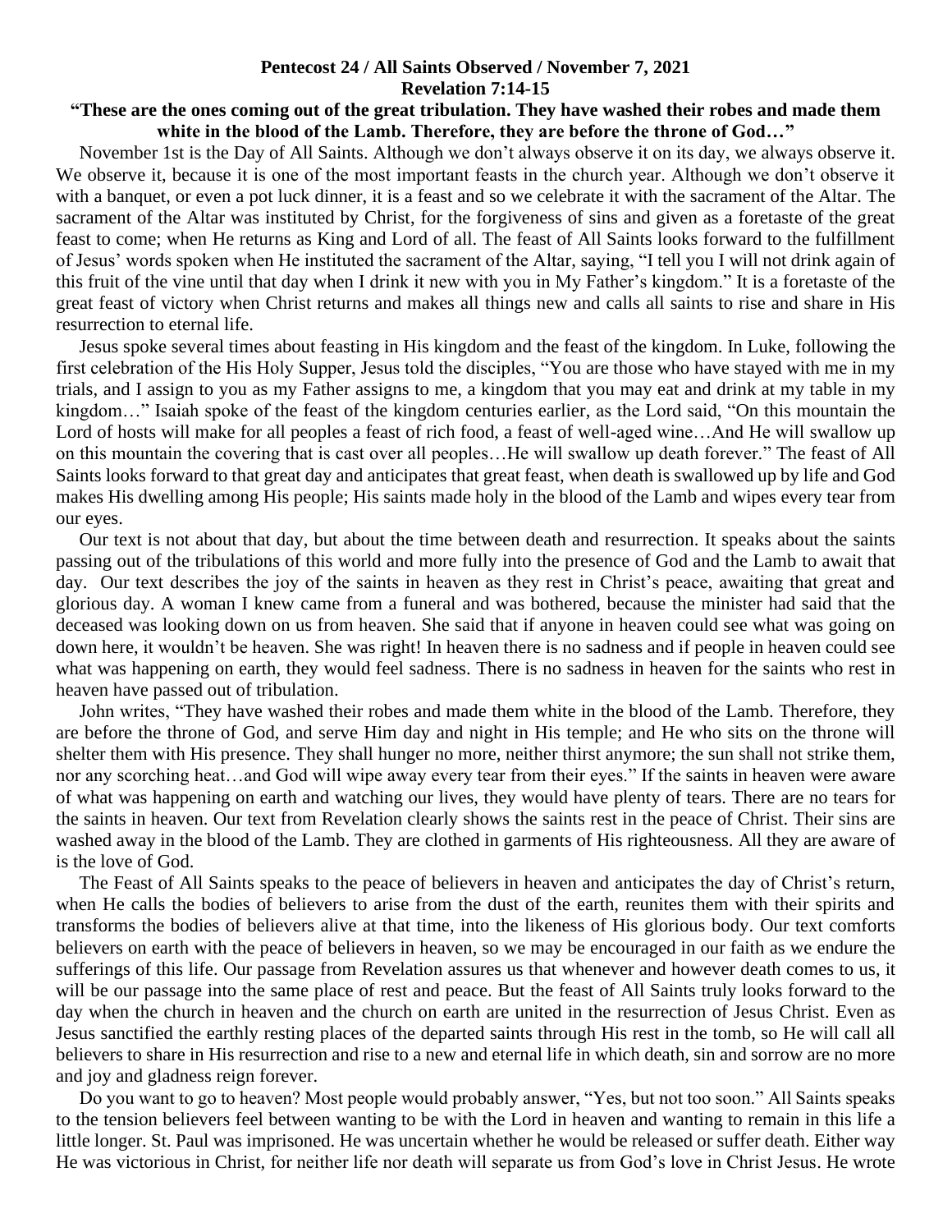**Pentecost 24 / All Saints Observed / November 7, 2021**
**Revelation 7:14-15**
**"These are the ones coming out of the great tribulation. They have washed their robes and made them white in the blood of the Lamb. Therefore, they are before the throne of God…"**

November 1st is the Day of All Saints. Although we don't always observe it on its day, we always observe it. We observe it, because it is one of the most important feasts in the church year. Although we don't observe it with a banquet, or even a pot luck dinner, it is a feast and so we celebrate it with the sacrament of the Altar. The sacrament of the Altar was instituted by Christ, for the forgiveness of sins and given as a foretaste of the great feast to come; when He returns as King and Lord of all. The feast of All Saints looks forward to the fulfillment of Jesus' words spoken when He instituted the sacrament of the Altar, saying, "I tell you I will not drink again of this fruit of the vine until that day when I drink it new with you in My Father's kingdom." It is a foretaste of the great feast of victory when Christ returns and makes all things new and calls all saints to rise and share in His resurrection to eternal life.

Jesus spoke several times about feasting in His kingdom and the feast of the kingdom. In Luke, following the first celebration of the His Holy Supper, Jesus told the disciples, "You are those who have stayed with me in my trials, and I assign to you as my Father assigns to me, a kingdom that you may eat and drink at my table in my kingdom…" Isaiah spoke of the feast of the kingdom centuries earlier, as the Lord said, "On this mountain the Lord of hosts will make for all peoples a feast of rich food, a feast of well-aged wine…And He will swallow up on this mountain the covering that is cast over all peoples…He will swallow up death forever." The feast of All Saints looks forward to that great day and anticipates that great feast, when death is swallowed up by life and God makes His dwelling among His people; His saints made holy in the blood of the Lamb and wipes every tear from our eyes.

Our text is not about that day, but about the time between death and resurrection. It speaks about the saints passing out of the tribulations of this world and more fully into the presence of God and the Lamb to await that day. Our text describes the joy of the saints in heaven as they rest in Christ's peace, awaiting that great and glorious day. A woman I knew came from a funeral and was bothered, because the minister had said that the deceased was looking down on us from heaven. She said that if anyone in heaven could see what was going on down here, it wouldn't be heaven. She was right! In heaven there is no sadness and if people in heaven could see what was happening on earth, they would feel sadness. There is no sadness in heaven for the saints who rest in heaven have passed out of tribulation.

John writes, "They have washed their robes and made them white in the blood of the Lamb. Therefore, they are before the throne of God, and serve Him day and night in His temple; and He who sits on the throne will shelter them with His presence. They shall hunger no more, neither thirst anymore; the sun shall not strike them, nor any scorching heat…and God will wipe away every tear from their eyes." If the saints in heaven were aware of what was happening on earth and watching our lives, they would have plenty of tears. There are no tears for the saints in heaven. Our text from Revelation clearly shows the saints rest in the peace of Christ. Their sins are washed away in the blood of the Lamb. They are clothed in garments of His righteousness. All they are aware of is the love of God.

The Feast of All Saints speaks to the peace of believers in heaven and anticipates the day of Christ's return, when He calls the bodies of believers to arise from the dust of the earth, reunites them with their spirits and transforms the bodies of believers alive at that time, into the likeness of His glorious body. Our text comforts believers on earth with the peace of believers in heaven, so we may be encouraged in our faith as we endure the sufferings of this life. Our passage from Revelation assures us that whenever and however death comes to us, it will be our passage into the same place of rest and peace. But the feast of All Saints truly looks forward to the day when the church in heaven and the church on earth are united in the resurrection of Jesus Christ. Even as Jesus sanctified the earthly resting places of the departed saints through His rest in the tomb, so He will call all believers to share in His resurrection and rise to a new and eternal life in which death, sin and sorrow are no more and joy and gladness reign forever.

Do you want to go to heaven? Most people would probably answer, "Yes, but not too soon." All Saints speaks to the tension believers feel between wanting to be with the Lord in heaven and wanting to remain in this life a little longer. St. Paul was imprisoned. He was uncertain whether he would be released or suffer death. Either way He was victorious in Christ, for neither life nor death will separate us from God's love in Christ Jesus. He wrote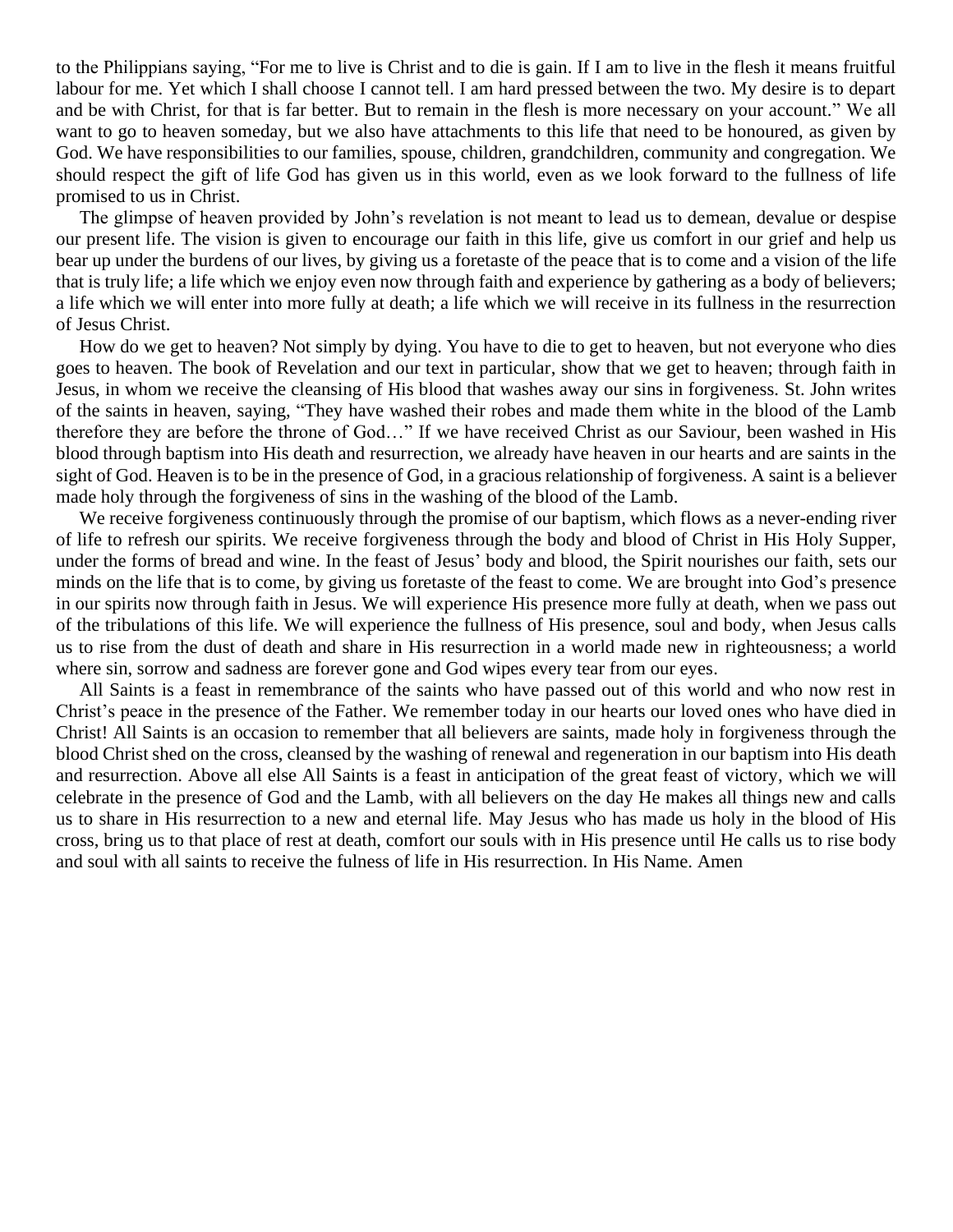to the Philippians saying, "For me to live is Christ and to die is gain. If I am to live in the flesh it means fruitful labour for me. Yet which I shall choose I cannot tell. I am hard pressed between the two. My desire is to depart and be with Christ, for that is far better. But to remain in the flesh is more necessary on your account." We all want to go to heaven someday, but we also have attachments to this life that need to be honoured, as given by God. We have responsibilities to our families, spouse, children, grandchildren, community and congregation. We should respect the gift of life God has given us in this world, even as we look forward to the fullness of life promised to us in Christ.

The glimpse of heaven provided by John's revelation is not meant to lead us to demean, devalue or despise our present life. The vision is given to encourage our faith in this life, give us comfort in our grief and help us bear up under the burdens of our lives, by giving us a foretaste of the peace that is to come and a vision of the life that is truly life; a life which we enjoy even now through faith and experience by gathering as a body of believers; a life which we will enter into more fully at death; a life which we will receive in its fullness in the resurrection of Jesus Christ.

How do we get to heaven? Not simply by dying. You have to die to get to heaven, but not everyone who dies goes to heaven. The book of Revelation and our text in particular, show that we get to heaven; through faith in Jesus, in whom we receive the cleansing of His blood that washes away our sins in forgiveness. St. John writes of the saints in heaven, saying, "They have washed their robes and made them white in the blood of the Lamb therefore they are before the throne of God…" If we have received Christ as our Saviour, been washed in His blood through baptism into His death and resurrection, we already have heaven in our hearts and are saints in the sight of God. Heaven is to be in the presence of God, in a gracious relationship of forgiveness. A saint is a believer made holy through the forgiveness of sins in the washing of the blood of the Lamb.

We receive forgiveness continuously through the promise of our baptism, which flows as a never-ending river of life to refresh our spirits. We receive forgiveness through the body and blood of Christ in His Holy Supper, under the forms of bread and wine. In the feast of Jesus' body and blood, the Spirit nourishes our faith, sets our minds on the life that is to come, by giving us foretaste of the feast to come. We are brought into God's presence in our spirits now through faith in Jesus. We will experience His presence more fully at death, when we pass out of the tribulations of this life. We will experience the fullness of His presence, soul and body, when Jesus calls us to rise from the dust of death and share in His resurrection in a world made new in righteousness; a world where sin, sorrow and sadness are forever gone and God wipes every tear from our eyes.

All Saints is a feast in remembrance of the saints who have passed out of this world and who now rest in Christ's peace in the presence of the Father. We remember today in our hearts our loved ones who have died in Christ! All Saints is an occasion to remember that all believers are saints, made holy in forgiveness through the blood Christ shed on the cross, cleansed by the washing of renewal and regeneration in our baptism into His death and resurrection. Above all else All Saints is a feast in anticipation of the great feast of victory, which we will celebrate in the presence of God and the Lamb, with all believers on the day He makes all things new and calls us to share in His resurrection to a new and eternal life. May Jesus who has made us holy in the blood of His cross, bring us to that place of rest at death, comfort our souls with in His presence until He calls us to rise body and soul with all saints to receive the fulness of life in His resurrection. In His Name. Amen